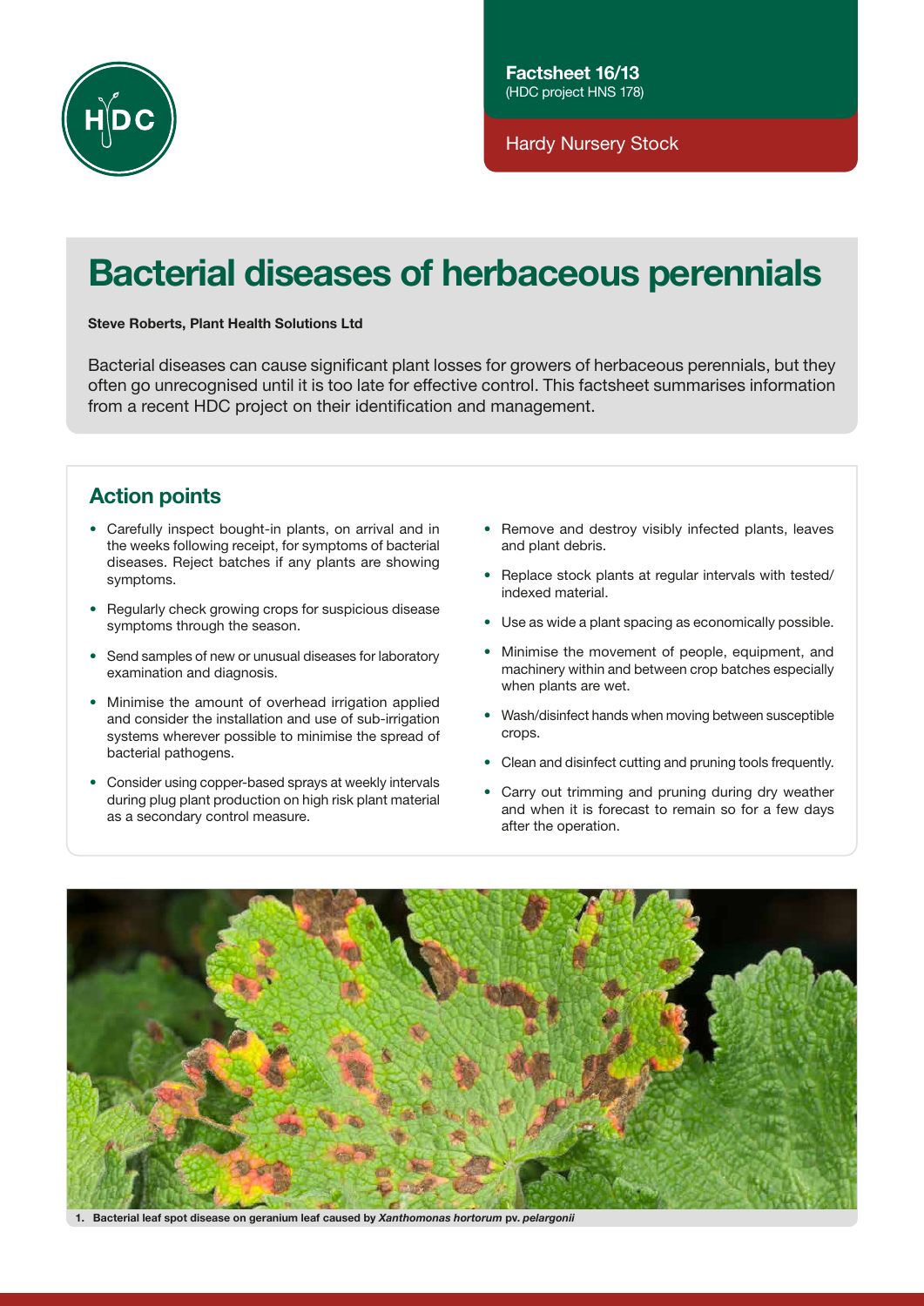Factsheet 16/13
(HDC project HNS 178)

Hardy Nursery Stock

# Bacterial diseases of herbaceous perennials

**Steve Roberts, Plant Health Solutions Ltd**

Bacterial diseases can cause significant plant losses for growers of herbaceous perennials, but they often go unrecognised until it is too late for effective control. This factsheet summarises information from a recent HDC project on their identification and management.

## Action points

- Carefully inspect bought-in plants, on arrival and in the weeks following receipt, for symptoms of bacterial diseases. Reject batches if any plants are showing symptoms.
- Regularly check growing crops for suspicious disease symptoms through the season.
- Send samples of new or unusual diseases for laboratory examination and diagnosis.
- Minimise the amount of overhead irrigation applied and consider the installation and use of sub-irrigation systems wherever possible to minimise the spread of bacterial pathogens.
- Consider using copper-based sprays at weekly intervals during plug plant production on high risk plant material as a secondary control measure.
- Remove and destroy visibly infected plants, leaves and plant debris.
- Replace stock plants at regular intervals with tested/indexed material.
- Use as wide a plant spacing as economically possible.
- Minimise the movement of people, equipment, and machinery within and between crop batches especially when plants are wet.
- Wash/disinfect hands when moving between susceptible crops.
- Clean and disinfect cutting and pruning tools frequently.
- Carry out trimming and pruning during dry weather and when it is forecast to remain so for a few days after the operation.

**1. Bacterial leaf spot disease on geranium leaf caused by *Xanthomonas hortorum* pv. *pelargonii***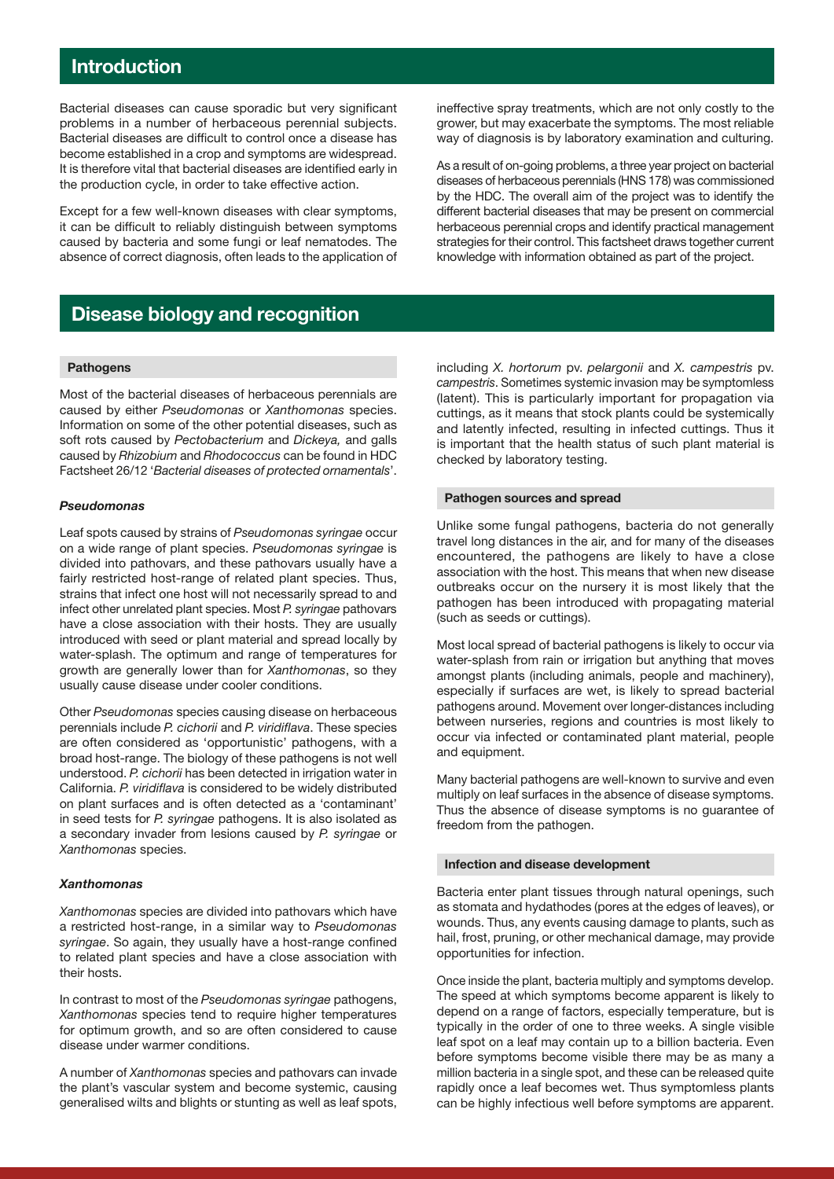## Introduction

Bacterial diseases can cause sporadic but very significant problems in a number of herbaceous perennial subjects. Bacterial diseases are difficult to control once a disease has become established in a crop and symptoms are widespread. It is therefore vital that bacterial diseases are identified early in the production cycle, in order to take effective action.

Except for a few well-known diseases with clear symptoms, it can be difficult to reliably distinguish between symptoms caused by bacteria and some fungi or leaf nematodes. The absence of correct diagnosis, often leads to the application of ineffective spray treatments, which are not only costly to the grower, but may exacerbate the symptoms. The most reliable way of diagnosis is by laboratory examination and culturing.

As a result of on-going problems, a three year project on bacterial diseases of herbaceous perennials (HNS 178) was commissioned by the HDC. The overall aim of the project was to identify the different bacterial diseases that may be present on commercial herbaceous perennial crops and identify practical management strategies for their control. This factsheet draws together current knowledge with information obtained as part of the project.

## Disease biology and recognition

### Pathogens

Most of the bacterial diseases of herbaceous perennials are caused by either *Pseudomonas* or *Xanthomonas* species. Information on some of the other potential diseases, such as soft rots caused by *Pectobacterium* and *Dickeya,* and galls caused by *Rhizobium* and *Rhodococcus* can be found in HDC Factsheet 26/12 '*Bacterial diseases of protected ornamentals*'.

#### *Pseudomonas*

Leaf spots caused by strains of *Pseudomonas syringae* occur on a wide range of plant species. *Pseudomonas syringae* is divided into pathovars, and these pathovars usually have a fairly restricted host-range of related plant species. Thus, strains that infect one host will not necessarily spread to and infect other unrelated plant species. Most *P. syringae* pathovars have a close association with their hosts. They are usually introduced with seed or plant material and spread locally by water-splash. The optimum and range of temperatures for growth are generally lower than for *Xanthomonas*, so they usually cause disease under cooler conditions.

Other *Pseudomonas* species causing disease on herbaceous perennials include *P. cichorii* and *P. viridiflava*. These species are often considered as 'opportunistic' pathogens, with a broad host-range. The biology of these pathogens is not well understood. *P. cichorii* has been detected in irrigation water in California. *P. viridiflava* is considered to be widely distributed on plant surfaces and is often detected as a 'contaminant' in seed tests for *P. syringae* pathogens. It is also isolated as a secondary invader from lesions caused by *P. syringae* or *Xanthomonas* species.

#### *Xanthomonas*

*Xanthomonas* species are divided into pathovars which have a restricted host-range, in a similar way to *Pseudomonas syringae*. So again, they usually have a host-range confined to related plant species and have a close association with their hosts.

In contrast to most of the *Pseudomonas syringae* pathogens, *Xanthomonas* species tend to require higher temperatures for optimum growth, and so are often considered to cause disease under warmer conditions.

A number of *Xanthomonas* species and pathovars can invade the plant's vascular system and become systemic, causing generalised wilts and blights or stunting as well as leaf spots, including *X. hortorum* pv. *pelargonii* and *X. campestris* pv. *campestris*. Sometimes systemic invasion may be symptomless (latent). This is particularly important for propagation via cuttings, as it means that stock plants could be systemically and latently infected, resulting in infected cuttings. Thus it is important that the health status of such plant material is checked by laboratory testing.

### Pathogen sources and spread

Unlike some fungal pathogens, bacteria do not generally travel long distances in the air, and for many of the diseases encountered, the pathogens are likely to have a close association with the host. This means that when new disease outbreaks occur on the nursery it is most likely that the pathogen has been introduced with propagating material (such as seeds or cuttings).

Most local spread of bacterial pathogens is likely to occur via water-splash from rain or irrigation but anything that moves amongst plants (including animals, people and machinery), especially if surfaces are wet, is likely to spread bacterial pathogens around. Movement over longer-distances including between nurseries, regions and countries is most likely to occur via infected or contaminated plant material, people and equipment.

Many bacterial pathogens are well-known to survive and even multiply on leaf surfaces in the absence of disease symptoms. Thus the absence of disease symptoms is no guarantee of freedom from the pathogen.

### Infection and disease development

Bacteria enter plant tissues through natural openings, such as stomata and hydathodes (pores at the edges of leaves), or wounds. Thus, any events causing damage to plants, such as hail, frost, pruning, or other mechanical damage, may provide opportunities for infection.

Once inside the plant, bacteria multiply and symptoms develop. The speed at which symptoms become apparent is likely to depend on a range of factors, especially temperature, but is typically in the order of one to three weeks. A single visible leaf spot on a leaf may contain up to a billion bacteria. Even before symptoms become visible there may be as many a million bacteria in a single spot, and these can be released quite rapidly once a leaf becomes wet. Thus symptomless plants can be highly infectious well before symptoms are apparent.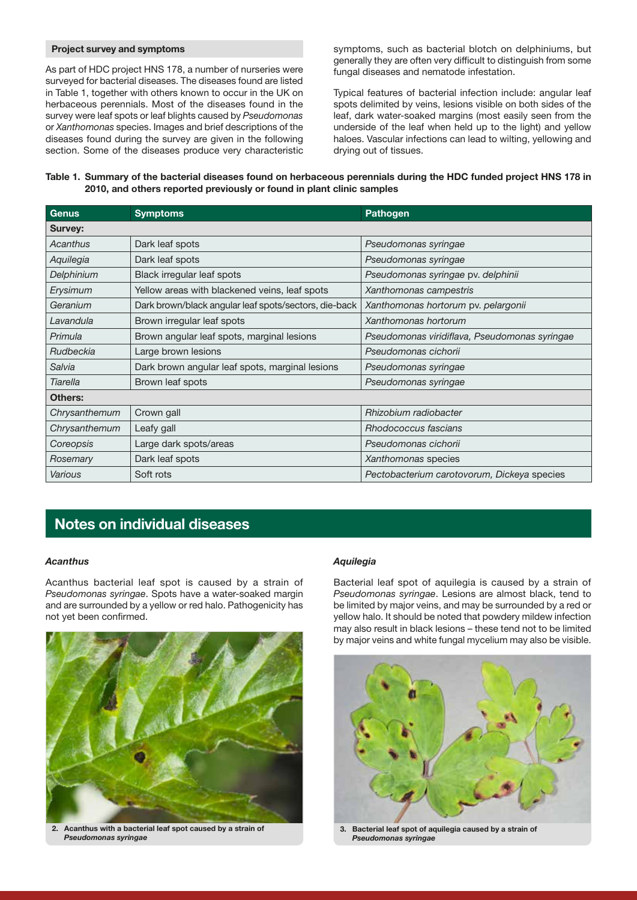## Project survey and symptoms

As part of HDC project HNS 178, a number of nurseries were surveyed for bacterial diseases. The diseases found are listed in Table 1, together with others known to occur in the UK on herbaceous perennials. Most of the diseases found in the survey were leaf spots or leaf blights caused by *Pseudomonas* or *Xanthomonas* species. Images and brief descriptions of the diseases found during the survey are given in the following section. Some of the diseases produce very characteristic symptoms, such as bacterial blotch on delphiniums, but generally they are often very difficult to distinguish from some fungal diseases and nematode infestation.

Typical features of bacterial infection include: angular leaf spots delimited by veins, lesions visible on both sides of the leaf, dark water-soaked margins (most easily seen from the underside of the leaf when held up to the light) and yellow haloes. Vascular infections can lead to wilting, yellowing and drying out of tissues.

**Table 1. Summary of the bacterial diseases found on herbaceous perennials during the HDC funded project HNS 178 in 2010, and others reported previously or found in plant clinic samples**

| Genus | Symptoms | Pathogen |
|---|---|---|
| **Survey:** | | |
| *Acanthus* | Dark leaf spots | *Pseudomonas syringae* |
| *Aquilegia* | Dark leaf spots | *Pseudomonas syringae* |
| *Delphinium* | Black irregular leaf spots | *Pseudomonas syringae* pv. *delphinii* |
| *Erysimum* | Yellow areas with blackened veins, leaf spots | *Xanthomonas campestris* |
| *Geranium* | Dark brown/black angular leaf spots/sectors, die-back | *Xanthomonas hortorum* pv. *pelargonii* |
| *Lavandula* | Brown irregular leaf spots | *Xanthomonas hortorum* |
| *Primula* | Brown angular leaf spots, marginal lesions | *Pseudomonas viridiflava, Pseudomonas syringae* |
| *Rudbeckia* | Large brown lesions | *Pseudomonas cichorii* |
| *Salvia* | Dark brown angular leaf spots, marginal lesions | *Pseudomonas syringae* |
| *Tiarella* | Brown leaf spots | *Pseudomonas syringae* |
| **Others:** | | |
| *Chrysanthemum* | Crown gall | *Rhizobium radiobacter* |
| *Chrysanthemum* | Leafy gall | *Rhodococcus fascians* |
| *Coreopsis* | Large dark spots/areas | *Pseudomonas cichorii* |
| *Rosemary* | Dark leaf spots | *Xanthomonas* species |
| *Various* | Soft rots | *Pectobacterium carotovorum, Dickeya* species |

## Notes on individual diseases

### *Acanthus*

Acanthus bacterial leaf spot is caused by a strain of *Pseudomonas syringae*. Spots have a water-soaked margin and are surrounded by a yellow or red halo. Pathogenicity has not yet been confirmed.

**2. Acanthus with a bacterial leaf spot caused by a strain of *Pseudomonas syringae***

### *Aquilegia*

Bacterial leaf spot of aquilegia is caused by a strain of *Pseudomonas syringae*. Lesions are almost black, tend to be limited by major veins, and may be surrounded by a red or yellow halo. It should be noted that powdery mildew infection may also result in black lesions – these tend not to be limited by major veins and white fungal mycelium may also be visible.

**3. Bacterial leaf spot of aquilegia caused by a strain of *Pseudomonas syringae***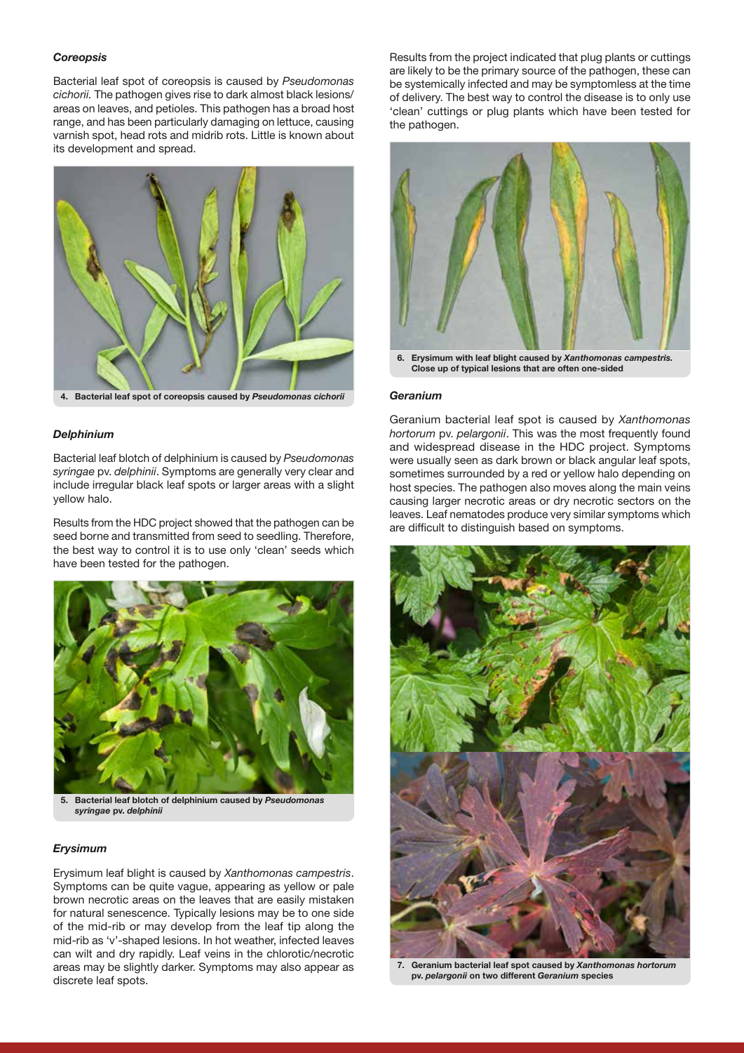### *Coreopsis*

Bacterial leaf spot of coreopsis is caused by *Pseudomonas cichorii.* The pathogen gives rise to dark almost black lesions/areas on leaves, and petioles. This pathogen has a broad host range, and has been particularly damaging on lettuce, causing varnish spot, head rots and midrib rots. Little is known about its development and spread.

**4. Bacterial leaf spot of coreopsis caused by *Pseudomonas cichorii***

### *Delphinium*

Bacterial leaf blotch of delphinium is caused by *Pseudomonas syringae* pv. *delphinii*. Symptoms are generally very clear and include irregular black leaf spots or larger areas with a slight yellow halo.

Results from the HDC project showed that the pathogen can be seed borne and transmitted from seed to seedling. Therefore, the best way to control it is to use only 'clean' seeds which have been tested for the pathogen.

**5. Bacterial leaf blotch of delphinium caused by *Pseudomonas syringae* pv. *delphinii***

### *Erysimum*

Erysimum leaf blight is caused by *Xanthomonas campestris*. Symptoms can be quite vague, appearing as yellow or pale brown necrotic areas on the leaves that are easily mistaken for natural senescence. Typically lesions may be to one side of the mid-rib or may develop from the leaf tip along the mid-rib as 'v'-shaped lesions. In hot weather, infected leaves can wilt and dry rapidly. Leaf veins in the chlorotic/necrotic areas may be slightly darker. Symptoms may also appear as discrete leaf spots.

Results from the project indicated that plug plants or cuttings are likely to be the primary source of the pathogen, these can be systemically infected and may be symptomless at the time of delivery. The best way to control the disease is to only use 'clean' cuttings or plug plants which have been tested for the pathogen.

**6. Erysimum with leaf blight caused by *Xanthomonas campestris.* Close up of typical lesions that are often one-sided**

### *Geranium*

Geranium bacterial leaf spot is caused by *Xanthomonas hortorum* pv. *pelargonii*. This was the most frequently found and widespread disease in the HDC project. Symptoms were usually seen as dark brown or black angular leaf spots, sometimes surrounded by a red or yellow halo depending on host species. The pathogen also moves along the main veins causing larger necrotic areas or dry necrotic sectors on the leaves. Leaf nematodes produce very similar symptoms which are difficult to distinguish based on symptoms.

**7. Geranium bacterial leaf spot caused by *Xanthomonas hortorum* pv. *pelargonii* on two different *Geranium* species**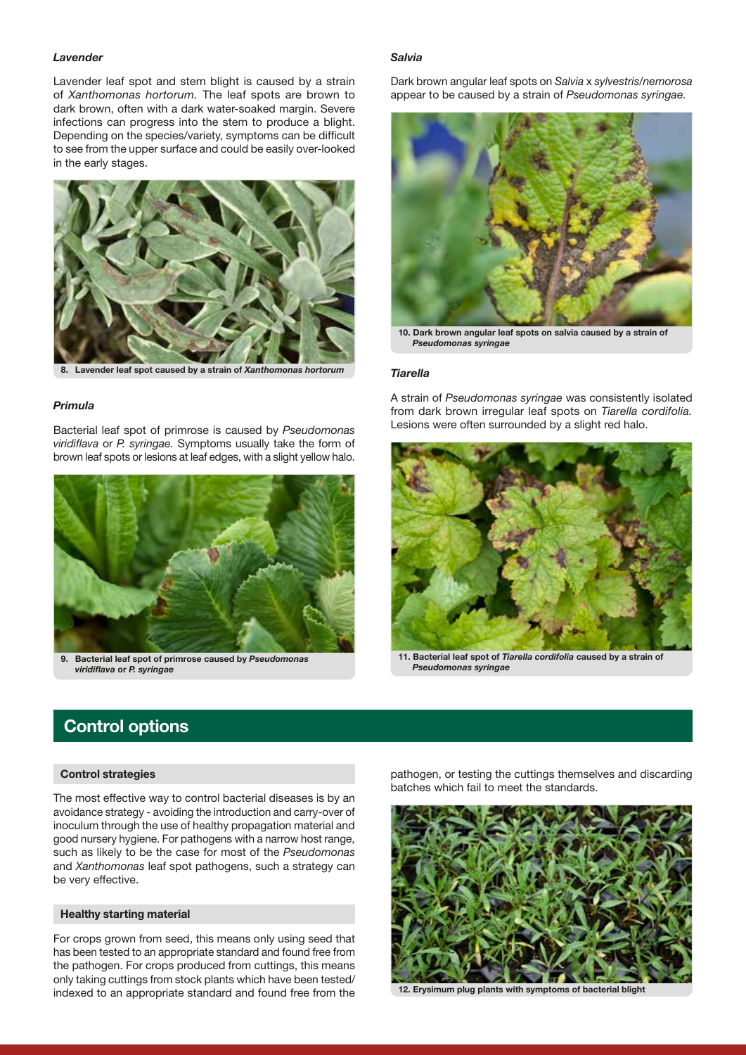### *Lavender*

Lavender leaf spot and stem blight is caused by a strain of *Xanthomonas hortorum.* The leaf spots are brown to dark brown, often with a dark water-soaked margin. Severe infections can progress into the stem to produce a blight. Depending on the species/variety, symptoms can be difficult to see from the upper surface and could be easily over-looked in the early stages.

**8. Lavender leaf spot caused by a strain of *Xanthomonas hortorum***

### *Primula*

Bacterial leaf spot of primrose is caused by *Pseudomonas viridiflava* or *P. syringae.* Symptoms usually take the form of brown leaf spots or lesions at leaf edges, with a slight yellow halo.

**9. Bacterial leaf spot of primrose caused by *Pseudomonas viridiflava* or *P. syringae***

### *Salvia*

Dark brown angular leaf spots on *Salvia* x *sylvestris/nemorosa* appear to be caused by a strain of *Pseudomonas syringae.*

**10. Dark brown angular leaf spots on salvia caused by a strain of *Pseudomonas syringae***

### *Tiarella*

A strain of *Pseudomonas syringae* was consistently isolated from dark brown irregular leaf spots on *Tiarella cordifolia.* Lesions were often surrounded by a slight red halo.

**11. Bacterial leaf spot of *Tiarella cordifolia* caused by a strain of *Pseudomonas syringae***

## Control options

### Control strategies

The most effective way to control bacterial diseases is by an avoidance strategy - avoiding the introduction and carry-over of inoculum through the use of healthy propagation material and good nursery hygiene. For pathogens with a narrow host range, such as likely to be the case for most of the *Pseudomonas* and *Xanthomonas* leaf spot pathogens, such a strategy can be very effective.

### Healthy starting material

For crops grown from seed, this means only using seed that has been tested to an appropriate standard and found free from the pathogen. For crops produced from cuttings, this means only taking cuttings from stock plants which have been tested/indexed to an appropriate standard and found free from the pathogen, or testing the cuttings themselves and discarding batches which fail to meet the standards.

**12. Erysimum plug plants with symptoms of bacterial blight**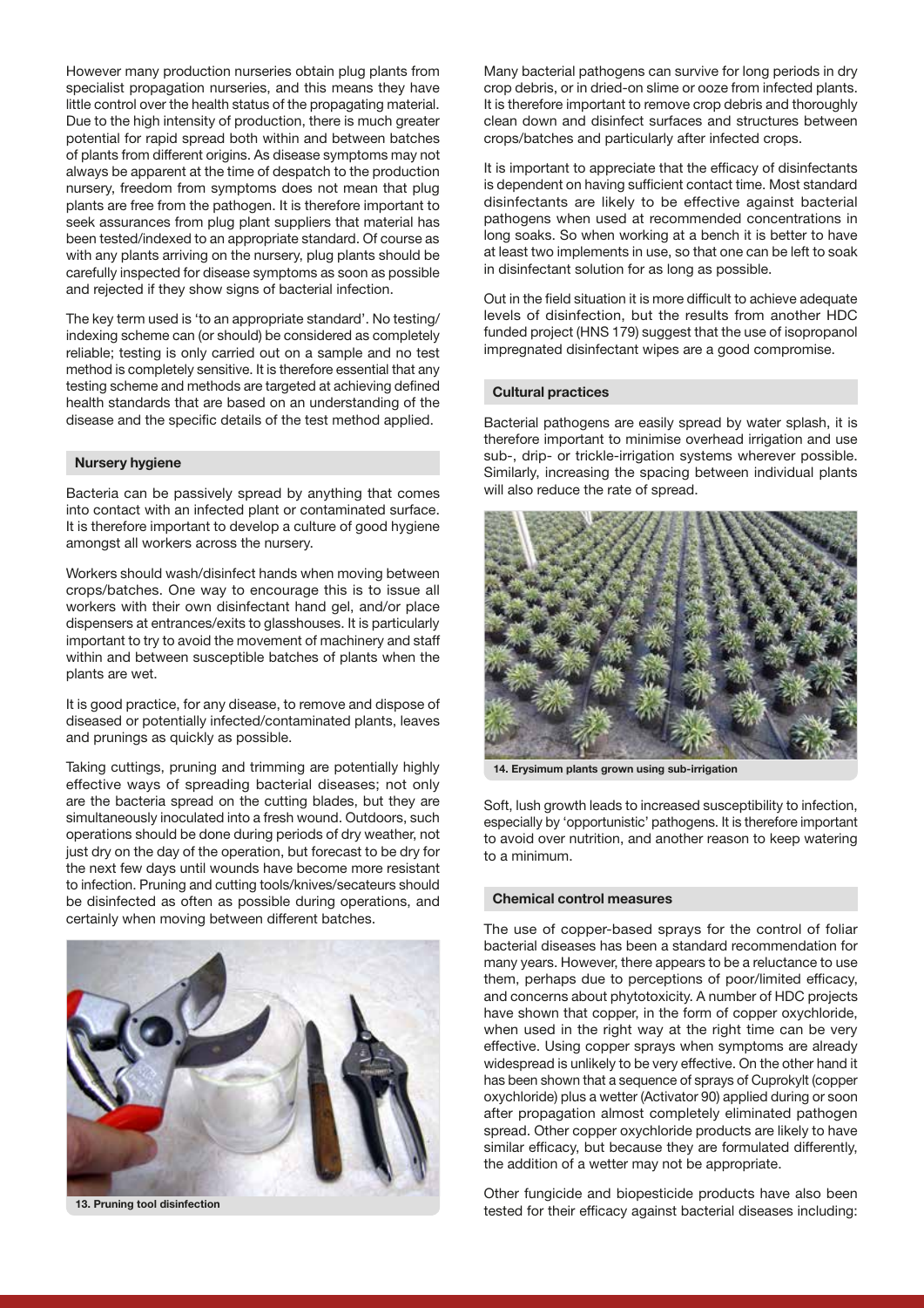However many production nurseries obtain plug plants from specialist propagation nurseries, and this means they have little control over the health status of the propagating material. Due to the high intensity of production, there is much greater potential for rapid spread both within and between batches of plants from different origins. As disease symptoms may not always be apparent at the time of despatch to the production nursery, freedom from symptoms does not mean that plug plants are free from the pathogen. It is therefore important to seek assurances from plug plant suppliers that material has been tested/indexed to an appropriate standard. Of course as with any plants arriving on the nursery, plug plants should be carefully inspected for disease symptoms as soon as possible and rejected if they show signs of bacterial infection.

The key term used is 'to an appropriate standard'. No testing/indexing scheme can (or should) be considered as completely reliable; testing is only carried out on a sample and no test method is completely sensitive. It is therefore essential that any testing scheme and methods are targeted at achieving defined health standards that are based on an understanding of the disease and the specific details of the test method applied.

#### Nursery hygiene

Bacteria can be passively spread by anything that comes into contact with an infected plant or contaminated surface. It is therefore important to develop a culture of good hygiene amongst all workers across the nursery.

Workers should wash/disinfect hands when moving between crops/batches. One way to encourage this is to issue all workers with their own disinfectant hand gel, and/or place dispensers at entrances/exits to glasshouses. It is particularly important to try to avoid the movement of machinery and staff within and between susceptible batches of plants when the plants are wet.

It is good practice, for any disease, to remove and dispose of diseased or potentially infected/contaminated plants, leaves and prunings as quickly as possible.

Taking cuttings, pruning and trimming are potentially highly effective ways of spreading bacterial diseases; not only are the bacteria spread on the cutting blades, but they are simultaneously inoculated into a fresh wound. Outdoors, such operations should be done during periods of dry weather, not just dry on the day of the operation, but forecast to be dry for the next few days until wounds have become more resistant to infection. Pruning and cutting tools/knives/secateurs should be disinfected as often as possible during operations, and certainly when moving between different batches.

13. Pruning tool disinfection

Many bacterial pathogens can survive for long periods in dry crop debris, or in dried-on slime or ooze from infected plants. It is therefore important to remove crop debris and thoroughly clean down and disinfect surfaces and structures between crops/batches and particularly after infected crops.

It is important to appreciate that the efficacy of disinfectants is dependent on having sufficient contact time. Most standard disinfectants are likely to be effective against bacterial pathogens when used at recommended concentrations in long soaks. So when working at a bench it is better to have at least two implements in use, so that one can be left to soak in disinfectant solution for as long as possible.

Out in the field situation it is more difficult to achieve adequate levels of disinfection, but the results from another HDC funded project (HNS 179) suggest that the use of isopropanol impregnated disinfectant wipes are a good compromise.

#### Cultural practices

Bacterial pathogens are easily spread by water splash, it is therefore important to minimise overhead irrigation and use sub-, drip- or trickle-irrigation systems wherever possible. Similarly, increasing the spacing between individual plants will also reduce the rate of spread.

14. Erysimum plants grown using sub-irrigation

Soft, lush growth leads to increased susceptibility to infection, especially by 'opportunistic' pathogens. It is therefore important to avoid over nutrition, and another reason to keep watering to a minimum.

#### Chemical control measures

The use of copper-based sprays for the control of foliar bacterial diseases has been a standard recommendation for many years. However, there appears to be a reluctance to use them, perhaps due to perceptions of poor/limited efficacy, and concerns about phytotoxicity. A number of HDC projects have shown that copper, in the form of copper oxychloride, when used in the right way at the right time can be very effective. Using copper sprays when symptoms are already widespread is unlikely to be very effective. On the other hand it has been shown that a sequence of sprays of Cuprokylt (copper oxychloride) plus a wetter (Activator 90) applied during or soon after propagation almost completely eliminated pathogen spread. Other copper oxychloride products are likely to have similar efficacy, but because they are formulated differently, the addition of a wetter may not be appropriate.

Other fungicide and biopesticide products have also been tested for their efficacy against bacterial diseases including: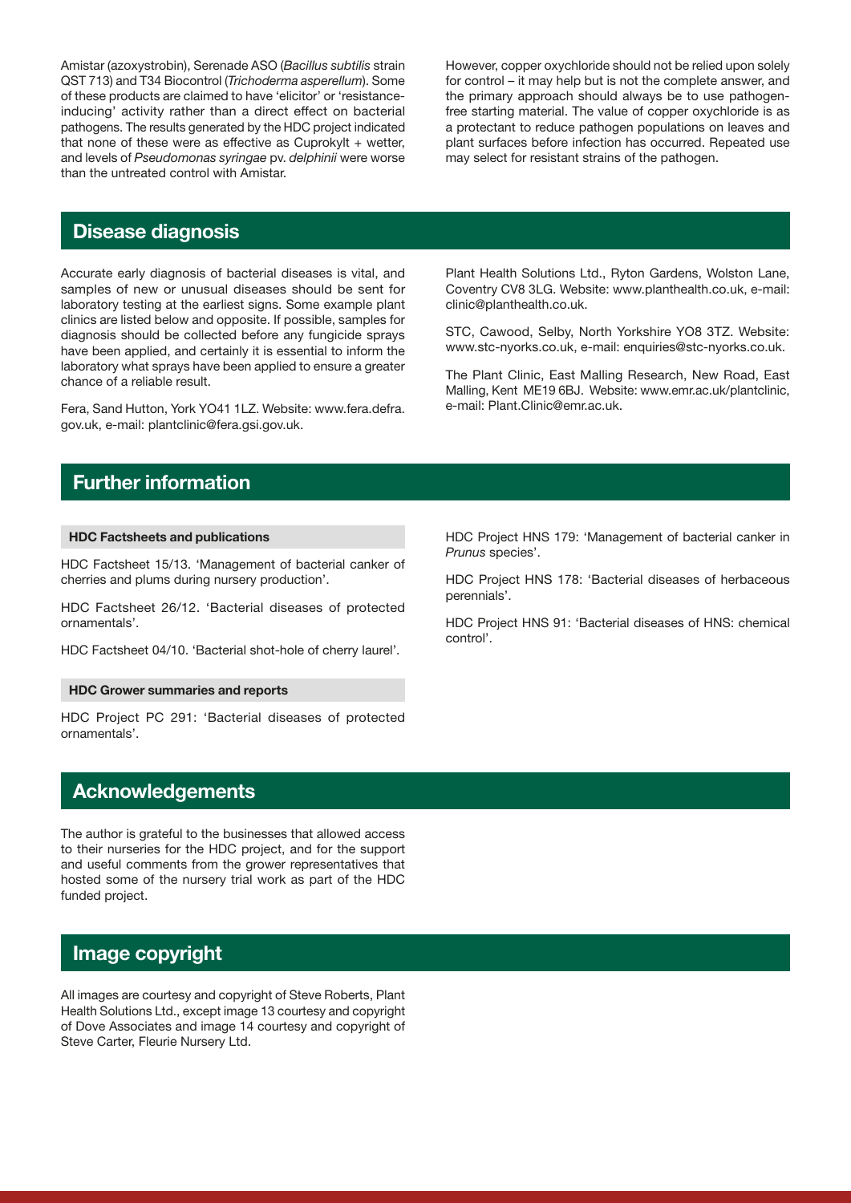Amistar (azoxystrobin), Serenade ASO (*Bacillus subtilis* strain QST 713) and T34 Biocontrol (*Trichoderma asperellum*). Some of these products are claimed to have 'elicitor' or 'resistance-inducing' activity rather than a direct effect on bacterial pathogens. The results generated by the HDC project indicated that none of these were as effective as Cuprokylt + wetter, and levels of *Pseudomonas syringae* pv. *delphinii* were worse than the untreated control with Amistar.

However, copper oxychloride should not be relied upon solely for control – it may help but is not the complete answer, and the primary approach should always be to use pathogen-free starting material. The value of copper oxychloride is as a protectant to reduce pathogen populations on leaves and plant surfaces before infection has occurred. Repeated use may select for resistant strains of the pathogen.

## Disease diagnosis

Accurate early diagnosis of bacterial diseases is vital, and samples of new or unusual diseases should be sent for laboratory testing at the earliest signs. Some example plant clinics are listed below and opposite. If possible, samples for diagnosis should be collected before any fungicide sprays have been applied, and certainly it is essential to inform the laboratory what sprays have been applied to ensure a greater chance of a reliable result.

Fera, Sand Hutton, York YO41 1LZ. Website: www.fera.defra.gov.uk, e-mail: plantclinic@fera.gsi.gov.uk.

Plant Health Solutions Ltd., Ryton Gardens, Wolston Lane, Coventry CV8 3LG. Website: www.planthealth.co.uk, e-mail: clinic@planthealth.co.uk.

STC, Cawood, Selby, North Yorkshire YO8 3TZ. Website: www.stc-nyorks.co.uk, e-mail: enquiries@stc-nyorks.co.uk.

The Plant Clinic, East Malling Research, New Road, East Malling, Kent ME19 6BJ. Website: www.emr.ac.uk/plantclinic, e-mail: Plant.Clinic@emr.ac.uk.

## Further information

### HDC Factsheets and publications

HDC Factsheet 15/13. 'Management of bacterial canker of cherries and plums during nursery production'.

HDC Factsheet 26/12. 'Bacterial diseases of protected ornamentals'.

HDC Factsheet 04/10. 'Bacterial shot-hole of cherry laurel'.

### HDC Grower summaries and reports

HDC Project PC 291: 'Bacterial diseases of protected ornamentals'.

HDC Project HNS 179: 'Management of bacterial canker in *Prunus* species'.

HDC Project HNS 178: 'Bacterial diseases of herbaceous perennials'.

HDC Project HNS 91: 'Bacterial diseases of HNS: chemical control'.

## Acknowledgements

The author is grateful to the businesses that allowed access to their nurseries for the HDC project, and for the support and useful comments from the grower representatives that hosted some of the nursery trial work as part of the HDC funded project.

## Image copyright

All images are courtesy and copyright of Steve Roberts, Plant Health Solutions Ltd., except image 13 courtesy and copyright of Dove Associates and image 14 courtesy and copyright of Steve Carter, Fleurie Nursery Ltd.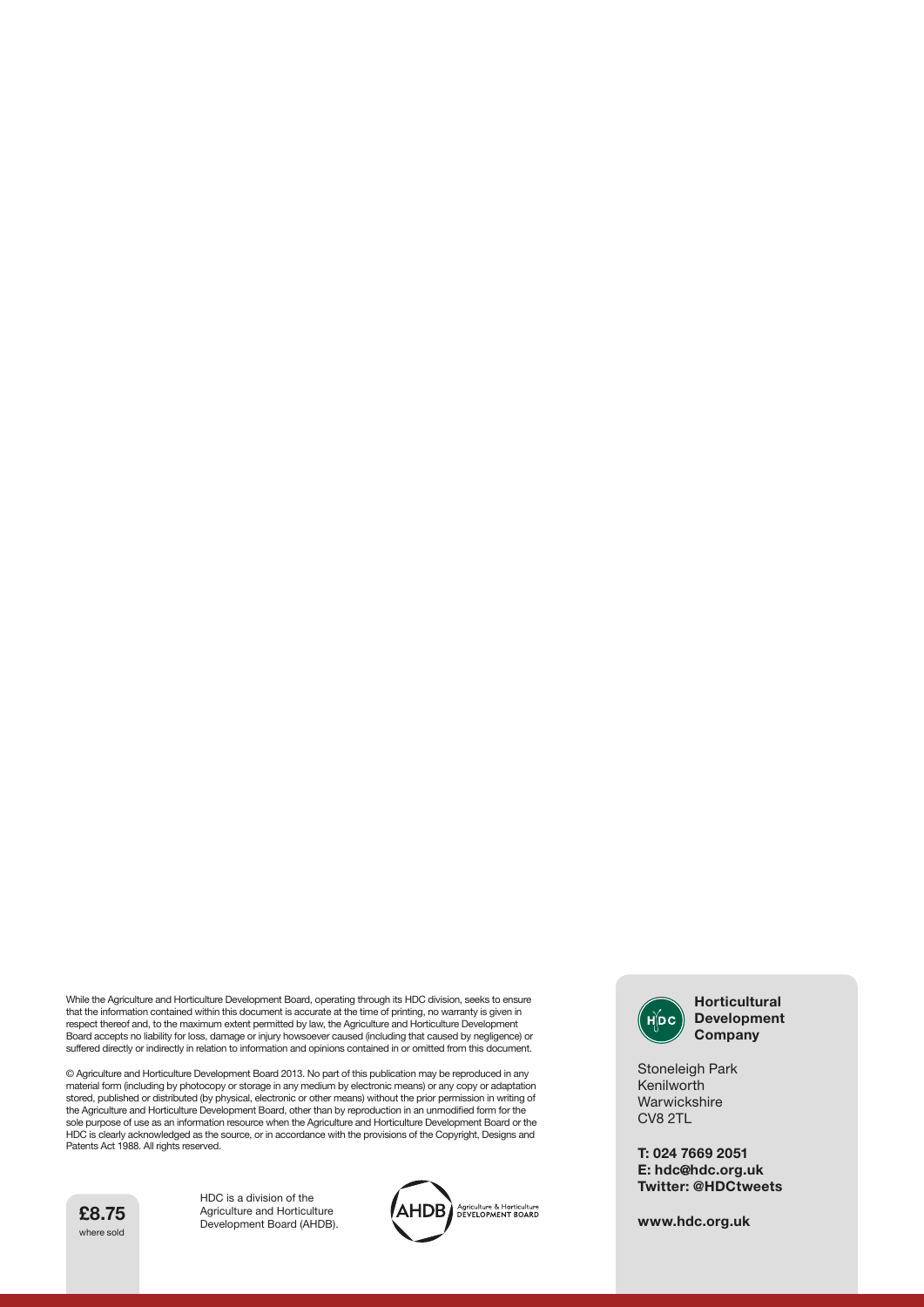While the Agriculture and Horticulture Development Board, operating through its HDC division, seeks to ensure that the information contained within this document is accurate at the time of printing, no warranty is given in respect thereof and, to the maximum extent permitted by law, the Agriculture and Horticulture Development Board accepts no liability for loss, damage or injury howsoever caused (including that caused by negligence) or suffered directly or indirectly in relation to information and opinions contained in or omitted from this document.

© Agriculture and Horticulture Development Board 2013. No part of this publication may be reproduced in any material form (including by photocopy or storage in any medium by electronic means) or any copy or adaptation stored, published or distributed (by physical, electronic or other means) without the prior permission in writing of the Agriculture and Horticulture Development Board, other than by reproduction in an unmodified form for the sole purpose of use as an information resource when the Agriculture and Horticulture Development Board or the HDC is clearly acknowledged as the source, or in accordance with the provisions of the Copyright, Designs and Patents Act 1988. All rights reserved.

**£8.75**
where sold

HDC is a division of the Agriculture and Horticulture Development Board (AHDB).

AHDB Agriculture & Horticulture DEVELOPMENT BOARD

**Horticultural Development Company**

Stoneleigh Park
Kenilworth
Warwickshire
CV8 2TL

**T: 024 7669 2051**
**E: hdc@hdc.org.uk**
**Twitter: @HDCtweets**

**www.hdc.org.uk**